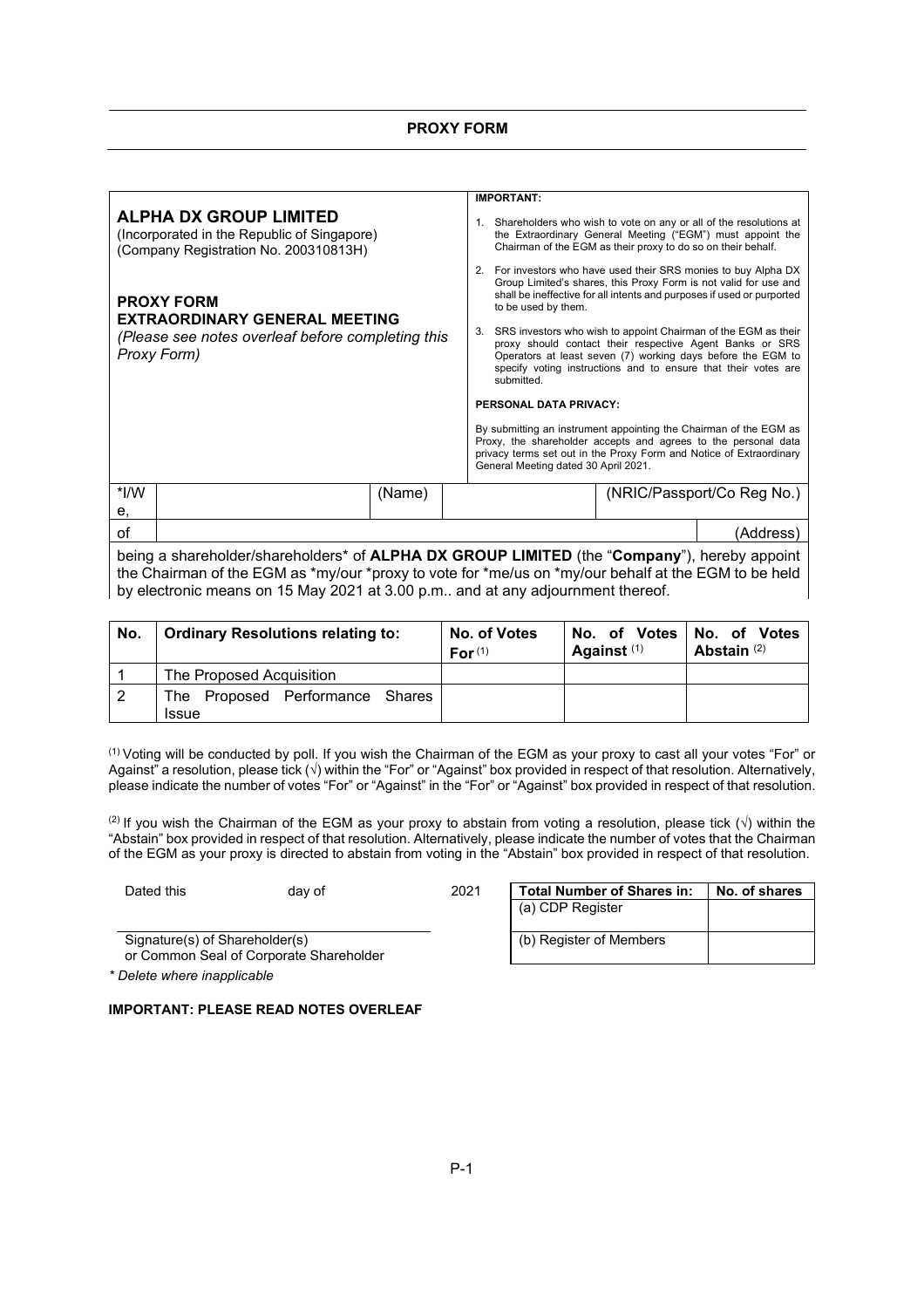# PROXY FORM

**ALPHA DX GROUP LIMITED**
(Incorporated in the Republic of Singapore)
(Company Registration No. 200310813H)

**PROXY FORM**
**EXTRAORDINARY GENERAL MEETING**
*(Please see notes overleaf before completing this Proxy Form)*

**IMPORTANT:**

1. Shareholders who wish to vote on any or all of the resolutions at the Extraordinary General Meeting ("EGM") must appoint the Chairman of the EGM as their proxy to do so on their behalf.
2. For investors who have used their SRS monies to buy Alpha DX Group Limited's shares, this Proxy Form is not valid for use and shall be ineffective for all intents and purposes if used or purported to be used by them.
3. SRS investors who wish to appoint Chairman of the EGM as their proxy should contact their respective Agent Banks or SRS Operators at least seven (7) working days before the EGM to specify voting instructions and to ensure that their votes are submitted.

**PERSONAL DATA PRIVACY:**

By submitting an instrument appointing the Chairman of the EGM as Proxy, the shareholder accepts and agrees to the personal data privacy terms set out in the Proxy Form and Notice of Extraordinary General Meeting dated 30 April 2021.

| *I/We, | | (Name) | | (NRIC/Passport/Co Reg No.) |
|---|---|---|---|---|
| of | | | | (Address) |

being a shareholder/shareholders* of **ALPHA DX GROUP LIMITED** (the "**Company**"), hereby appoint the Chairman of the EGM as *my/our *proxy to vote for *me/us on *my/our behalf at the EGM to be held by electronic means on 15 May 2021 at 3.00 p.m.. and at any adjournment thereof.

| No. | Ordinary Resolutions relating to: | No. of Votes For [1] | No. of Votes Against [1] | No. of Votes Abstain [2] |
|---|---|---|---|---|
| 1 | The Proposed Acquisition | | | |
| 2 | The Proposed Performance Shares Issue | | | |

[1] Voting will be conducted by poll. If you wish the Chairman of the EGM as your proxy to cast all your votes "For" or Against" a resolution, please tick (√) within the "For" or "Against" box provided in respect of that resolution. Alternatively, please indicate the number of votes "For" or "Against" in the "For" or "Against" box provided in respect of that resolution.

[2] If you wish the Chairman of the EGM as your proxy to abstain from voting a resolution, please tick (√) within the "Abstain" box provided in respect of that resolution. Alternatively, please indicate the number of votes that the Chairman of the EGM as your proxy is directed to abstain from voting in the "Abstain" box provided in respect of that resolution.

Dated this ______ day of ______ 2021

| Total Number of Shares in: | No. of shares |
|---|---|
| (a) CDP Register | |
| (b) Register of Members | |

______________________________
Signature(s) of Shareholder(s)
or Common Seal of Corporate Shareholder

*\* Delete where inapplicable*

**IMPORTANT: PLEASE READ NOTES OVERLEAF**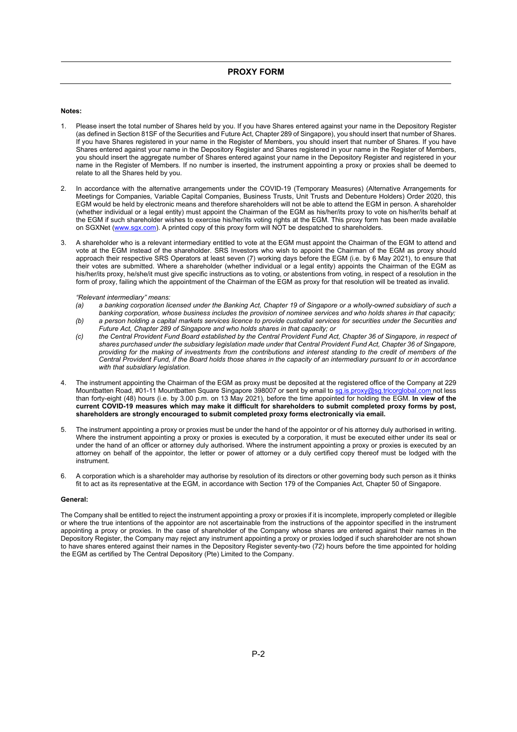## PROXY FORM

**Notes:**

1. Please insert the total number of Shares held by you. If you have Shares entered against your name in the Depository Register (as defined in Section 81SF of the Securities and Future Act, Chapter 289 of Singapore), you should insert that number of Shares. If you have Shares registered in your name in the Register of Members, you should insert that number of Shares. If you have Shares entered against your name in the Depository Register and Shares registered in your name in the Register of Members, you should insert the aggregate number of Shares entered against your name in the Depository Register and registered in your name in the Register of Members. If no number is inserted, the instrument appointing a proxy or proxies shall be deemed to relate to all the Shares held by you.

2. In accordance with the alternative arrangements under the COVID-19 (Temporary Measures) (Alternative Arrangements for Meetings for Companies, Variable Capital Companies, Business Trusts, Unit Trusts and Debenture Holders) Order 2020, this EGM would be held by electronic means and therefore shareholders will not be able to attend the EGM in person. A shareholder (whether individual or a legal entity) must appoint the Chairman of the EGM as his/her/its proxy to vote on his/her/its behalf at the EGM if such shareholder wishes to exercise his/her/its voting rights at the EGM. This proxy form has been made available on SGXNet (www.sgx.com). A printed copy of this proxy form will NOT be despatched to shareholders.

3. A shareholder who is a relevant intermediary entitled to vote at the EGM must appoint the Chairman of the EGM to attend and vote at the EGM instead of the shareholder. SRS Investors who wish to appoint the Chairman of the EGM as proxy should approach their respective SRS Operators at least seven (7) working days before the EGM (i.e. by 6 May 2021), to ensure that their votes are submitted. Where a shareholder (whether individual or a legal entity) appoints the Chairman of the EGM as his/her/its proxy, he/she/it must give specific instructions as to voting, or abstentions from voting, in respect of a resolution in the form of proxy, failing which the appointment of the Chairman of the EGM as proxy for that resolution will be treated as invalid.

   *"Relevant intermediary" means:*
   - *(a) a banking corporation licensed under the Banking Act, Chapter 19 of Singapore or a wholly-owned subsidiary of such a banking corporation, whose business includes the provision of nominee services and who holds shares in that capacity;*
   - *(b) a person holding a capital markets services licence to provide custodial services for securities under the Securities and Future Act, Chapter 289 of Singapore and who holds shares in that capacity; or*
   - *(c) the Central Provident Fund Board established by the Central Provident Fund Act, Chapter 36 of Singapore, in respect of shares purchased under the subsidiary legislation made under that Central Provident Fund Act, Chapter 36 of Singapore, providing for the making of investments from the contributions and interest standing to the credit of members of the Central Provident Fund, if the Board holds those shares in the capacity of an intermediary pursuant to or in accordance with that subsidiary legislation.*

4. The instrument appointing the Chairman of the EGM as proxy must be deposited at the registered office of the Company at 229 Mountbatten Road, #01-11 Mountbatten Square Singapore 398007 or sent by email to sg.is.proxy@sg.tricorglobal.com not less than forty-eight (48) hours (i.e. by 3.00 p.m. on 13 May 2021), before the time appointed for holding the EGM. **In view of the current COVID-19 measures which may make it difficult for shareholders to submit completed proxy forms by post, shareholders are strongly encouraged to submit completed proxy forms electronically via email.**

5. The instrument appointing a proxy or proxies must be under the hand of the appointor or of his attorney duly authorised in writing. Where the instrument appointing a proxy or proxies is executed by a corporation, it must be executed either under its seal or under the hand of an officer or attorney duly authorised. Where the instrument appointing a proxy or proxies is executed by an attorney on behalf of the appointor, the letter or power of attorney or a duly certified copy thereof must be lodged with the instrument.

6. A corporation which is a shareholder may authorise by resolution of its directors or other governing body such person as it thinks fit to act as its representative at the EGM, in accordance with Section 179 of the Companies Act, Chapter 50 of Singapore.

**General:**

The Company shall be entitled to reject the instrument appointing a proxy or proxies if it is incomplete, improperly completed or illegible or where the true intentions of the appointor are not ascertainable from the instructions of the appointor specified in the instrument appointing a proxy or proxies. In the case of shareholder of the Company whose shares are entered against their names in the Depository Register, the Company may reject any instrument appointing a proxy or proxies lodged if such shareholder are not shown to have shares entered against their names in the Depository Register seventy-two (72) hours before the time appointed for holding the EGM as certified by The Central Depository (Pte) Limited to the Company.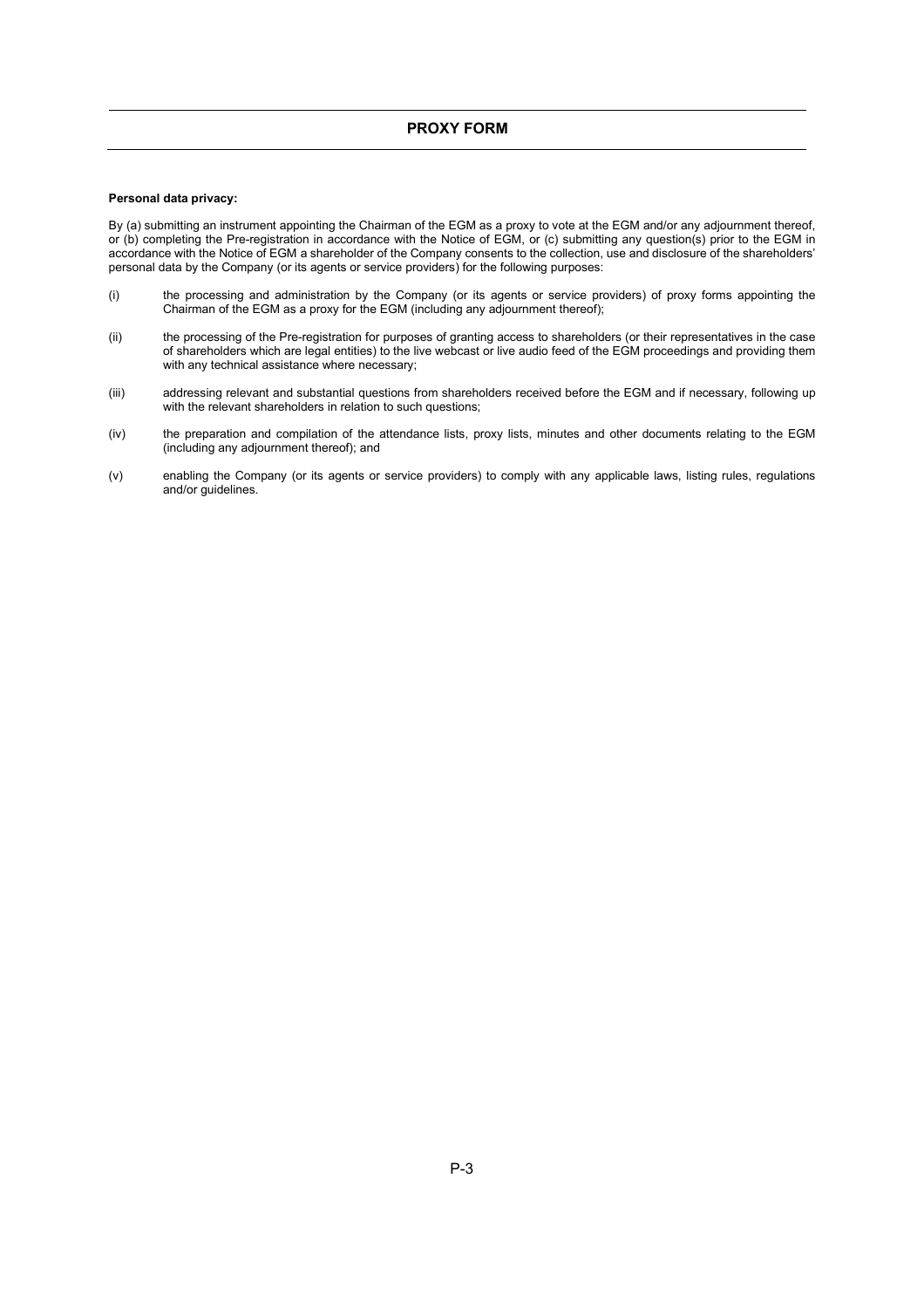# PROXY FORM

**Personal data privacy:**

By (a) submitting an instrument appointing the Chairman of the EGM as a proxy to vote at the EGM and/or any adjournment thereof, or (b) completing the Pre-registration in accordance with the Notice of EGM, or (c) submitting any question(s) prior to the EGM in accordance with the Notice of EGM a shareholder of the Company consents to the collection, use and disclosure of the shareholders' personal data by the Company (or its agents or service providers) for the following purposes:

(i) the processing and administration by the Company (or its agents or service providers) of proxy forms appointing the Chairman of the EGM as a proxy for the EGM (including any adjournment thereof);

(ii) the processing of the Pre-registration for purposes of granting access to shareholders (or their representatives in the case of shareholders which are legal entities) to the live webcast or live audio feed of the EGM proceedings and providing them with any technical assistance where necessary;

(iii) addressing relevant and substantial questions from shareholders received before the EGM and if necessary, following up with the relevant shareholders in relation to such questions;

(iv) the preparation and compilation of the attendance lists, proxy lists, minutes and other documents relating to the EGM (including any adjournment thereof); and

(v) enabling the Company (or its agents or service providers) to comply with any applicable laws, listing rules, regulations and/or guidelines.